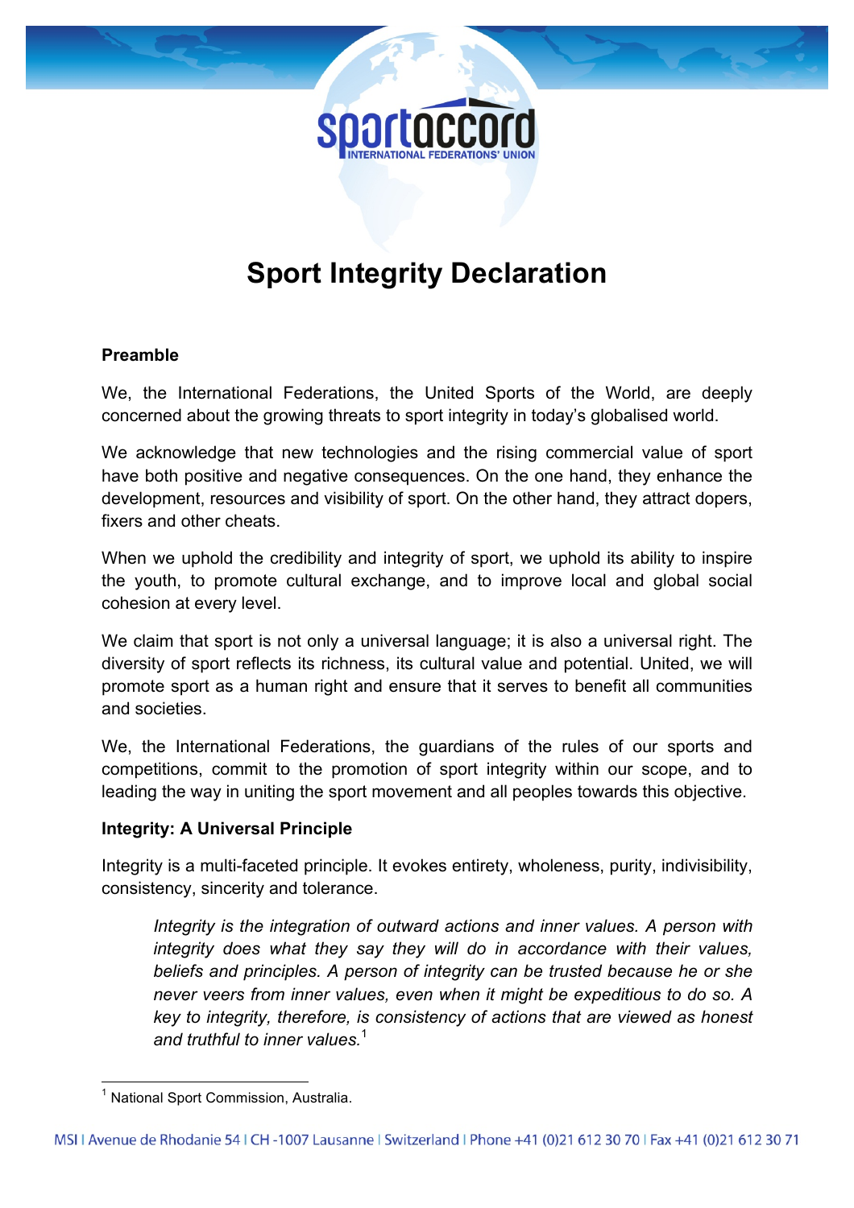# Sport Integrity Declaration

**Preamble**

We, the International Federations, the United Sports of the World, are deeply concerned about the growing threats to sport integrity in today's globalised world.

We acknowledge that new technologies and the rising commercial value of sport have both positive and negative consequences. On the one hand, they enhance the development, resources and visibility of sport. On the other hand, they attract dopers, fixers and other cheats.

When we uphold the credibility and integrity of sport, we uphold its ability to inspire the youth, to promote cultural exchange, and to improve local and global social cohesion at every level.

We claim that sport is not only a universal language; it is also a universal right. The diversity of sport reflects its richness, its cultural value and potential. United, we will promote sport as a human right and ensure that it serves to benefit all communities and societies.

We, the International Federations, the guardians of the rules of our sports and competitions, commit to the promotion of sport integrity within our scope, and to leading the way in uniting the sport movement and all peoples towards this objective.

**Integrity: A Universal Principle**

Integrity is a multi-faceted principle. It evokes entirety, wholeness, purity, indivisibility, consistency, sincerity and tolerance.

> *Integrity is the integration of outward actions and inner values. A person with integrity does what they say they will do in accordance with their values, beliefs and principles. A person of integrity can be trusted because he or she never veers from inner values, even when it might be expeditious to do so. A key to integrity, therefore, is consistency of actions that are viewed as honest and truthful to inner values.*[1]

[1] National Sport Commission, Australia.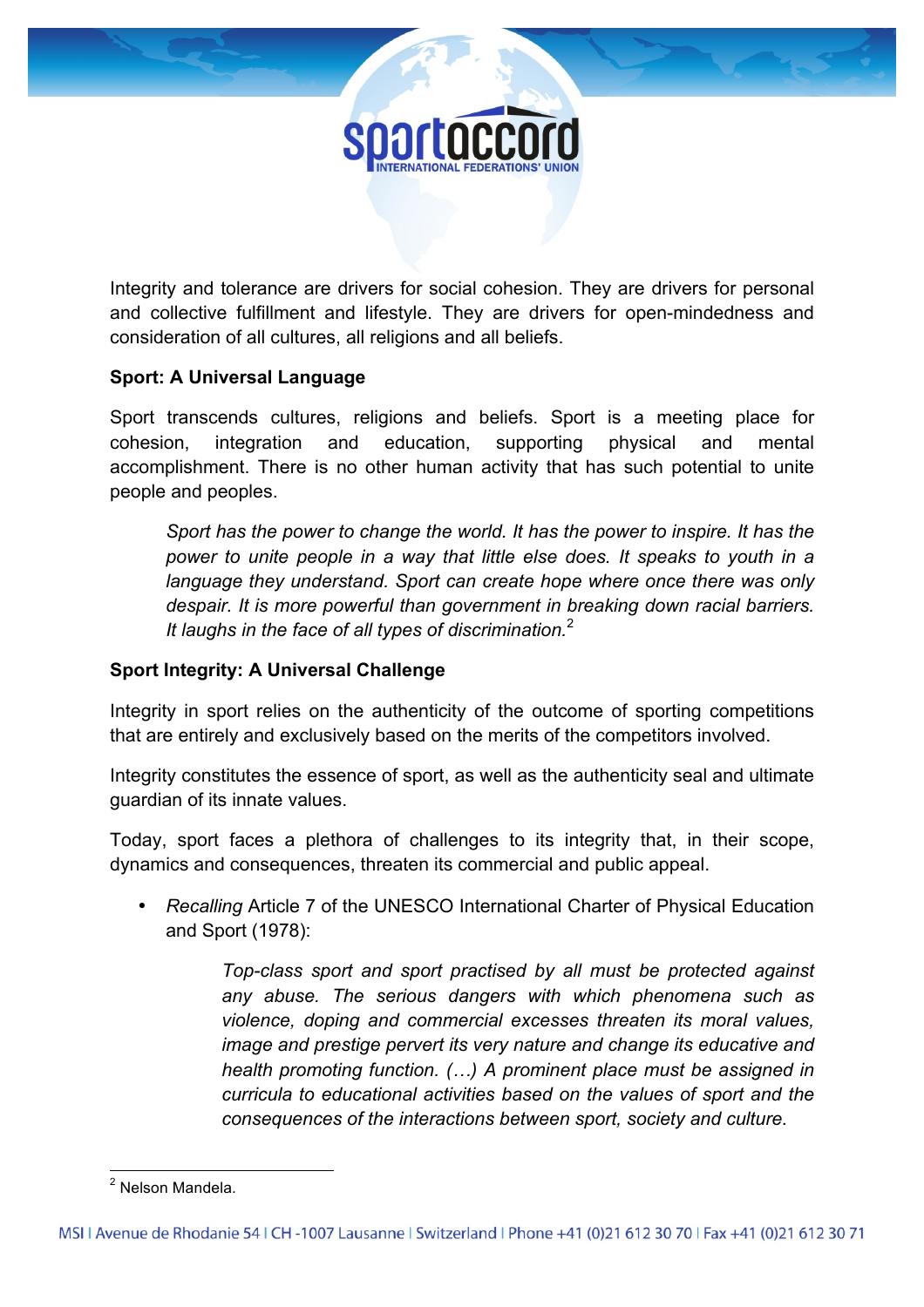Integrity and tolerance are drivers for social cohesion. They are drivers for personal and collective fulfillment and lifestyle. They are drivers for open-mindedness and consideration of all cultures, all religions and all beliefs.

**Sport: A Universal Language**

Sport transcends cultures, religions and beliefs. Sport is a meeting place for cohesion, integration and education, supporting physical and mental accomplishment. There is no other human activity that has such potential to unite people and peoples.

> *Sport has the power to change the world. It has the power to inspire. It has the power to unite people in a way that little else does. It speaks to youth in a language they understand. Sport can create hope where once there was only despair. It is more powerful than government in breaking down racial barriers. It laughs in the face of all types of discrimination.*[2]

**Sport Integrity: A Universal Challenge**

Integrity in sport relies on the authenticity of the outcome of sporting competitions that are entirely and exclusively based on the merits of the competitors involved.

Integrity constitutes the essence of sport, as well as the authenticity seal and ultimate guardian of its innate values.

Today, sport faces a plethora of challenges to its integrity that, in their scope, dynamics and consequences, threaten its commercial and public appeal.

- *Recalling* Article 7 of the UNESCO International Charter of Physical Education and Sport (1978):

  > *Top-class sport and sport practised by all must be protected against any abuse. The serious dangers with which phenomena such as violence, doping and commercial excesses threaten its moral values, image and prestige pervert its very nature and change its educative and health promoting function. (…) A prominent place must be assigned in curricula to educational activities based on the values of sport and the consequences of the interactions between sport, society and culture.*

---

[2] Nelson Mandela.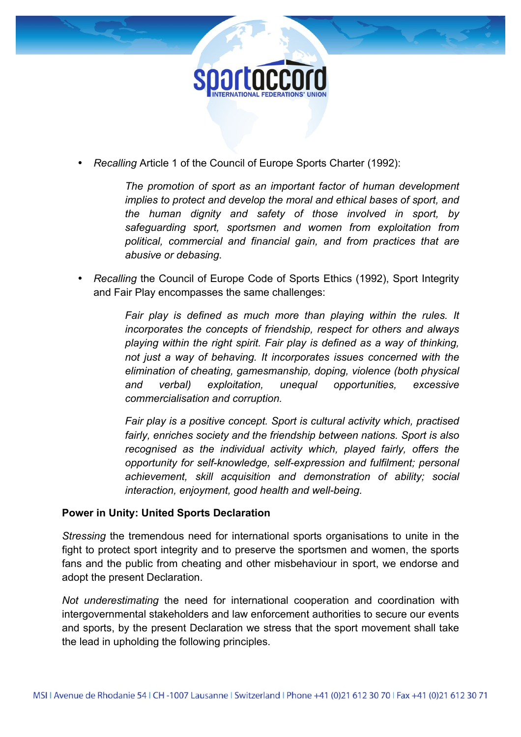- *Recalling* Article 1 of the Council of Europe Sports Charter (1992):

  > *The promotion of sport as an important factor of human development implies to protect and develop the moral and ethical bases of sport, and the human dignity and safety of those involved in sport, by safeguarding sport, sportsmen and women from exploitation from political, commercial and financial gain, and from practices that are abusive or debasing.*

- *Recalling* the Council of Europe Code of Sports Ethics (1992), Sport Integrity and Fair Play encompasses the same challenges:

  > *Fair play is defined as much more than playing within the rules. It incorporates the concepts of friendship, respect for others and always playing within the right spirit. Fair play is defined as a way of thinking, not just a way of behaving. It incorporates issues concerned with the elimination of cheating, gamesmanship, doping, violence (both physical and verbal) exploitation, unequal opportunities, excessive commercialisation and corruption.*
  >
  > *Fair play is a positive concept. Sport is cultural activity which, practised fairly, enriches society and the friendship between nations. Sport is also recognised as the individual activity which, played fairly, offers the opportunity for self-knowledge, self-expression and fulfilment; personal achievement, skill acquisition and demonstration of ability; social interaction, enjoyment, good health and well-being.*

**Power in Unity: United Sports Declaration**

*Stressing* the tremendous need for international sports organisations to unite in the fight to protect sport integrity and to preserve the sportsmen and women, the sports fans and the public from cheating and other misbehaviour in sport, we endorse and adopt the present Declaration.

*Not underestimating* the need for international cooperation and coordination with intergovernmental stakeholders and law enforcement authorities to secure our events and sports, by the present Declaration we stress that the sport movement shall take the lead in upholding the following principles.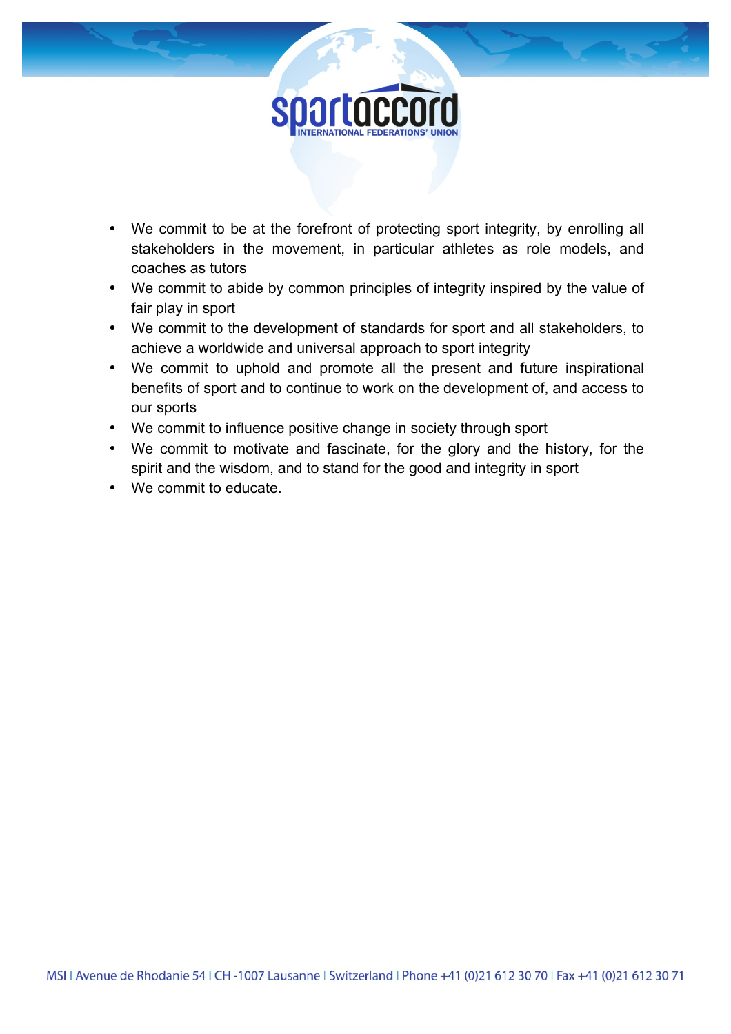- We commit to be at the forefront of protecting sport integrity, by enrolling all stakeholders in the movement, in particular athletes as role models, and coaches as tutors
- We commit to abide by common principles of integrity inspired by the value of fair play in sport
- We commit to the development of standards for sport and all stakeholders, to achieve a worldwide and universal approach to sport integrity
- We commit to uphold and promote all the present and future inspirational benefits of sport and to continue to work on the development of, and access to our sports
- We commit to influence positive change in society through sport
- We commit to motivate and fascinate, for the glory and the history, for the spirit and the wisdom, and to stand for the good and integrity in sport
- We commit to educate.